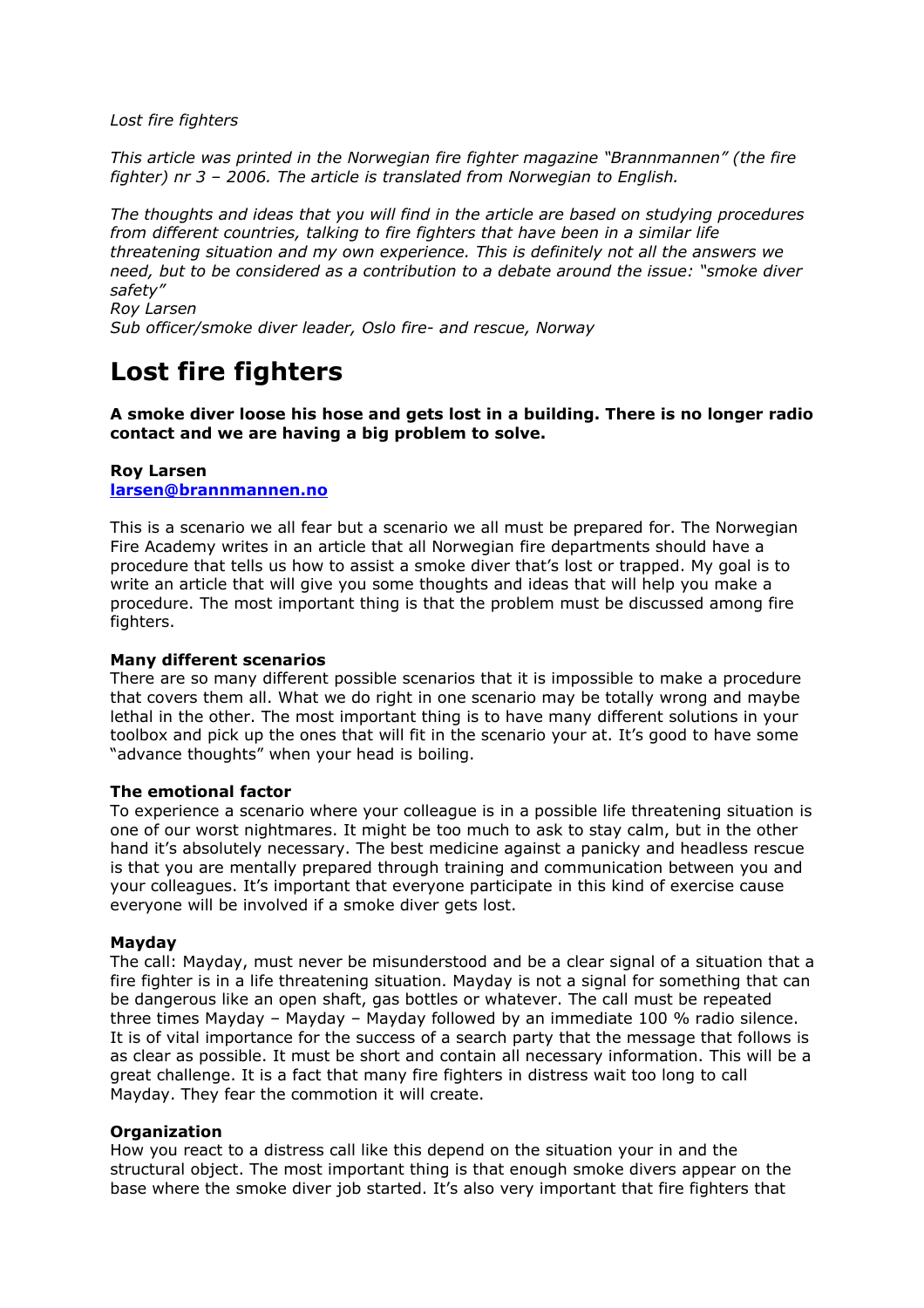*Lost fire fighters*

*This article was printed in the Norwegian fire fighter magazine "Brannmannen" (the fire fighter) nr 3 – 2006. The article is translated from Norwegian to English.*

*The thoughts and ideas that you will find in the article are based on studying procedures from different countries, talking to fire fighters that have been in a similar life threatening situation and my own experience. This is definitely not all the answers we need, but to be considered as a contribution to a debate around the issue: "smoke diver safety"*
*Roy Larsen*
*Sub officer/smoke diver leader, Oslo fire- and rescue, Norway*

# Lost fire fighters

**A smoke diver loose his hose and gets lost in a building. There is no longer radio contact and we are having a big problem to solve.**

**Roy Larsen**
**larsen@brannmannen.no**

This is a scenario we all fear but a scenario we all must be prepared for. The Norwegian Fire Academy writes in an article that all Norwegian fire departments should have a procedure that tells us how to assist a smoke diver that's lost or trapped. My goal is to write an article that will give you some thoughts and ideas that will help you make a procedure. The most important thing is that the problem must be discussed among fire fighters.

**Many different scenarios**
There are so many different possible scenarios that it is impossible to make a procedure that covers them all. What we do right in one scenario may be totally wrong and maybe lethal in the other. The most important thing is to have many different solutions in your toolbox and pick up the ones that will fit in the scenario your at. It's good to have some "advance thoughts" when your head is boiling.

**The emotional factor**
To experience a scenario where your colleague is in a possible life threatening situation is one of our worst nightmares. It might be too much to ask to stay calm, but in the other hand it's absolutely necessary. The best medicine against a panicky and headless rescue is that you are mentally prepared through training and communication between you and your colleagues. It's important that everyone participate in this kind of exercise cause everyone will be involved if a smoke diver gets lost.

**Mayday**
The call: Mayday, must never be misunderstood and be a clear signal of a situation that a fire fighter is in a life threatening situation. Mayday is not a signal for something that can be dangerous like an open shaft, gas bottles or whatever. The call must be repeated three times Mayday – Mayday – Mayday followed by an immediate 100 % radio silence. It is of vital importance for the success of a search party that the message that follows is as clear as possible. It must be short and contain all necessary information. This will be a great challenge. It is a fact that many fire fighters in distress wait too long to call Mayday. They fear the commotion it will create.

**Organization**
How you react to a distress call like this depend on the situation your in and the structural object. The most important thing is that enough smoke divers appear on the base where the smoke diver job started. It's also very important that fire fighters that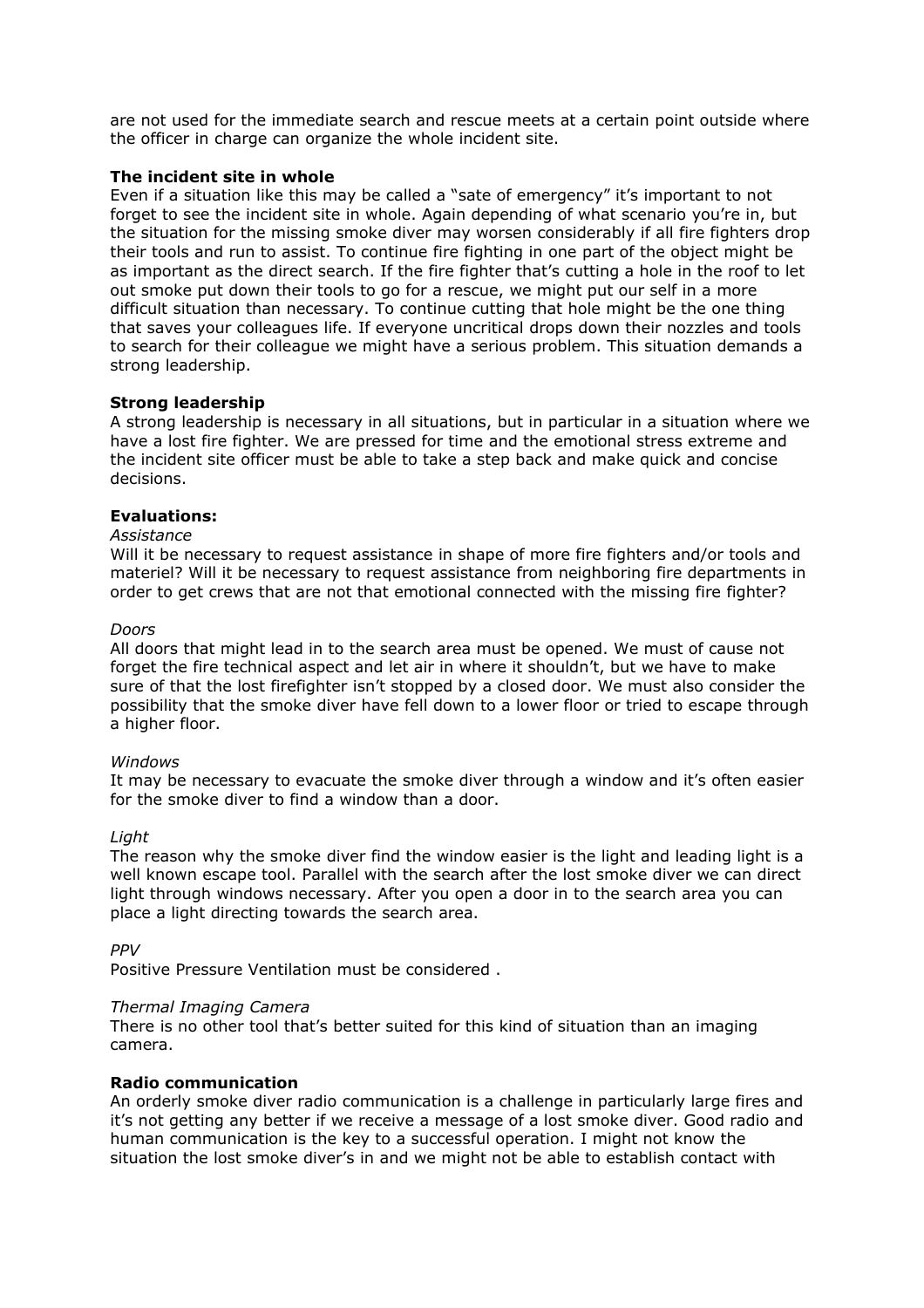are not used for the immediate search and rescue meets at a certain point outside where the officer in charge can organize the whole incident site.

**The incident site in whole**

Even if a situation like this may be called a "sate of emergency" it's important to not forget to see the incident site in whole. Again depending of what scenario you're in, but the situation for the missing smoke diver may worsen considerably if all fire fighters drop their tools and run to assist. To continue fire fighting in one part of the object might be as important as the direct search. If the fire fighter that's cutting a hole in the roof to let out smoke put down their tools to go for a rescue, we might put our self in a more difficult situation than necessary. To continue cutting that hole might be the one thing that saves your colleagues life. If everyone uncritical drops down their nozzles and tools to search for their colleague we might have a serious problem. This situation demands a strong leadership.

**Strong leadership**

A strong leadership is necessary in all situations, but in particular in a situation where we have a lost fire fighter. We are pressed for time and the emotional stress extreme and the incident site officer must be able to take a step back and make quick and concise decisions.

**Evaluations:**

*Assistance*

Will it be necessary to request assistance in shape of more fire fighters and/or tools and materiel? Will it be necessary to request assistance from neighboring fire departments in order to get crews that are not that emotional connected with the missing fire fighter?

*Doors*

All doors that might lead in to the search area must be opened. We must of cause not forget the fire technical aspect and let air in where it shouldn't, but we have to make sure of that the lost firefighter isn't stopped by a closed door. We must also consider the possibility that the smoke diver have fell down to a lower floor or tried to escape through a higher floor.

*Windows*

It may be necessary to evacuate the smoke diver through a window and it's often easier for the smoke diver to find a window than a door.

*Light*

The reason why the smoke diver find the window easier is the light and leading light is a well known escape tool. Parallel with the search after the lost smoke diver we can direct light through windows necessary. After you open a door in to the search area you can place a light directing towards the search area.

*PPV*

Positive Pressure Ventilation must be considered .

*Thermal Imaging Camera*

There is no other tool that's better suited for this kind of situation than an imaging camera.

**Radio communication**

An orderly smoke diver radio communication is a challenge in particularly large fires and it's not getting any better if we receive a message of a lost smoke diver. Good radio and human communication is the key to a successful operation. I might not know the situation the lost smoke diver's in and we might not be able to establish contact with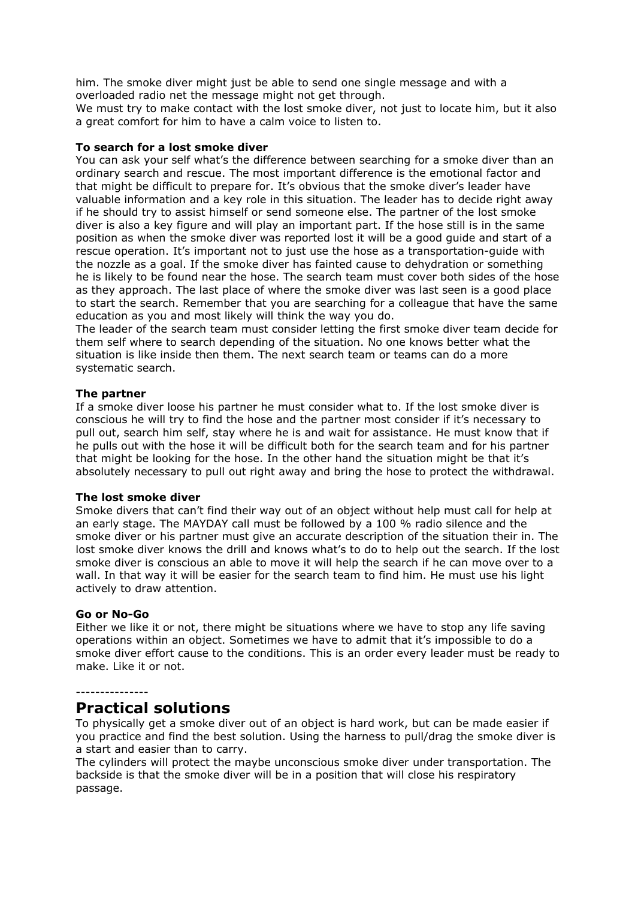him. The smoke diver might just be able to send one single message and with a overloaded radio net the message might not get through.
We must try to make contact with the lost smoke diver, not just to locate him, but it also a great comfort for him to have a calm voice to listen to.

**To search for a lost smoke diver**
You can ask your self what's the difference between searching for a smoke diver than an ordinary search and rescue. The most important difference is the emotional factor and that might be difficult to prepare for. It's obvious that the smoke diver's leader have valuable information and a key role in this situation. The leader has to decide right away if he should try to assist himself or send someone else. The partner of the lost smoke diver is also a key figure and will play an important part. If the hose still is in the same position as when the smoke diver was reported lost it will be a good guide and start of a rescue operation. It's important not to just use the hose as a transportation-guide with the nozzle as a goal. If the smoke diver has fainted cause to dehydration or something he is likely to be found near the hose. The search team must cover both sides of the hose as they approach. The last place of where the smoke diver was last seen is a good place to start the search. Remember that you are searching for a colleague that have the same education as you and most likely will think the way you do.
The leader of the search team must consider letting the first smoke diver team decide for them self where to search depending of the situation. No one knows better what the situation is like inside then them. The next search team or teams can do a more systematic search.

**The partner**
If a smoke diver loose his partner he must consider what to. If the lost smoke diver is conscious he will try to find the hose and the partner most consider if it's necessary to pull out, search him self, stay where he is and wait for assistance. He must know that if he pulls out with the hose it will be difficult both for the search team and for his partner that might be looking for the hose. In the other hand the situation might be that it's absolutely necessary to pull out right away and bring the hose to protect the withdrawal.

**The lost smoke diver**
Smoke divers that can't find their way out of an object without help must call for help at an early stage. The MAYDAY call must be followed by a 100 % radio silence and the smoke diver or his partner must give an accurate description of the situation their in. The lost smoke diver knows the drill and knows what's to do to help out the search. If the lost smoke diver is conscious an able to move it will help the search if he can move over to a wall. In that way it will be easier for the search team to find him. He must use his light actively to draw attention.

**Go or No-Go**
Either we like it or not, there might be situations where we have to stop any life saving operations within an object. Sometimes we have to admit that it's impossible to do a smoke diver effort cause to the conditions. This is an order every leader must be ready to make. Like it or not.

---------------

## Practical solutions

To physically get a smoke diver out of an object is hard work, but can be made easier if you practice and find the best solution. Using the harness to pull/drag the smoke diver is a start and easier than to carry.
The cylinders will protect the maybe unconscious smoke diver under transportation. The backside is that the smoke diver will be in a position that will close his respiratory passage.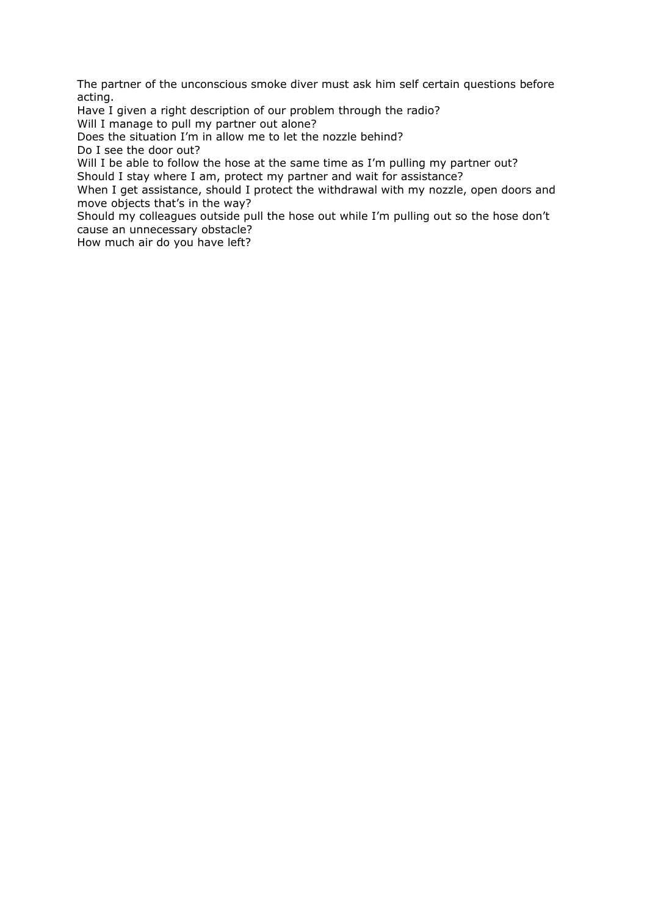The partner of the unconscious smoke diver must ask him self certain questions before acting.

Have I given a right description of our problem through the radio?

Will I manage to pull my partner out alone?

Does the situation I'm in allow me to let the nozzle behind?

Do I see the door out?

Will I be able to follow the hose at the same time as I'm pulling my partner out?

Should I stay where I am, protect my partner and wait for assistance?

When I get assistance, should I protect the withdrawal with my nozzle, open doors and move objects that's in the way?

Should my colleagues outside pull the hose out while I'm pulling out so the hose don't cause an unnecessary obstacle?

How much air do you have left?